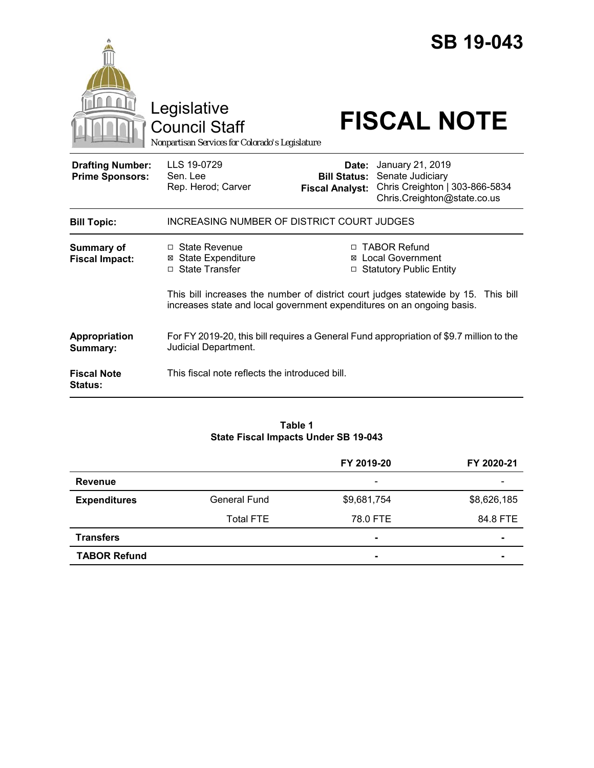# SB 19-043

Legislative Council Staff

*Nonpartisan Services for Colorado's Legislature*

# FISCAL NOTE

| | | | |
|---|---|---|---|
| **Drafting Number:** | LLS 19-0729 | **Date:** | January 21, 2019 |
| **Prime Sponsors:** | Sen. Lee<br>Rep. Herod; Carver | **Bill Status:** | Senate Judiciary |
| | | **Fiscal Analyst:** | Chris Creighton \| 303-866-5834<br>Chris.Creighton@state.co.us |

**Bill Topic:** INCREASING NUMBER OF DISTRICT COURT JUDGES

**Summary of Fiscal Impact:**

- ☐ State Revenue
- ☒ State Expenditure
- ☐ State Transfer
- ☐ TABOR Refund
- ☒ Local Government
- ☐ Statutory Public Entity

This bill increases the number of district court judges statewide by 15. This bill increases state and local government expenditures on an ongoing basis.

**Appropriation Summary:** For FY 2019-20, this bill requires a General Fund appropriation of $9.7 million to the Judicial Department.

**Fiscal Note Status:** This fiscal note reflects the introduced bill.

**Table 1**
**State Fiscal Impacts Under SB 19-043**

| | | FY 2019-20 | FY 2020-21 |
|---|---|---|---|
| **Revenue** | | - | - |
| **Expenditures** | General Fund | $9,681,754 | $8,626,185 |
| | Total FTE | 78.0 FTE | 84.8 FTE |
| **Transfers** | | - | - |
| **TABOR Refund** | | - | - |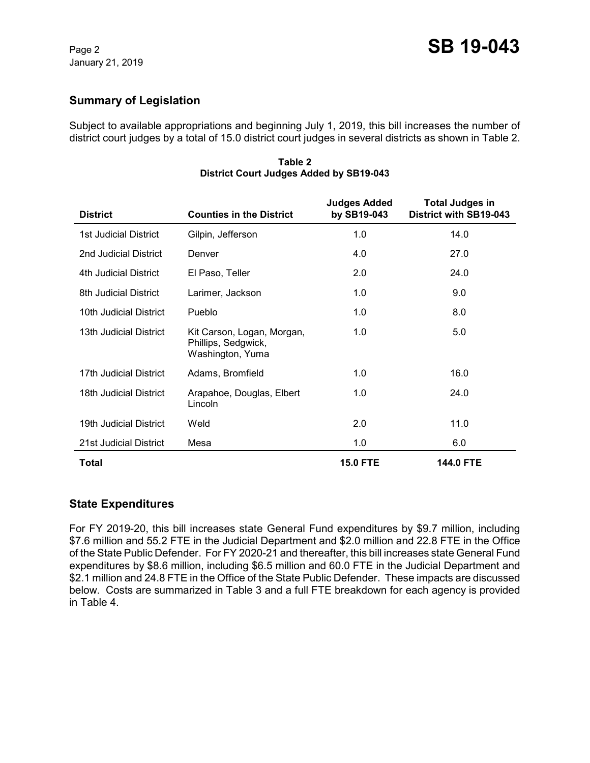## Summary of Legislation

Subject to available appropriations and beginning July 1, 2019, this bill increases the number of district court judges by a total of 15.0 district court judges in several districts as shown in Table 2.

**Table 2**
**District Court Judges Added by SB19-043**

| District | Counties in the District | Judges Added by SB19-043 | Total Judges in District with SB19-043 |
|---|---|---|---|
| 1st Judicial District | Gilpin, Jefferson | 1.0 | 14.0 |
| 2nd Judicial District | Denver | 4.0 | 27.0 |
| 4th Judicial District | El Paso, Teller | 2.0 | 24.0 |
| 8th Judicial District | Larimer, Jackson | 1.0 | 9.0 |
| 10th Judicial District | Pueblo | 1.0 | 8.0 |
| 13th Judicial District | Kit Carson, Logan, Morgan, Phillips, Sedgwick, Washington, Yuma | 1.0 | 5.0 |
| 17th Judicial District | Adams, Bromfield | 1.0 | 16.0 |
| 18th Judicial District | Arapahoe, Douglas, Elbert Lincoln | 1.0 | 24.0 |
| 19th Judicial District | Weld | 2.0 | 11.0 |
| 21st Judicial District | Mesa | 1.0 | 6.0 |
| **Total** | | **15.0 FTE** | **144.0 FTE** |

## State Expenditures

For FY 2019-20, this bill increases state General Fund expenditures by $9.7 million, including $7.6 million and 55.2 FTE in the Judicial Department and $2.0 million and 22.8 FTE in the Office of the State Public Defender. For FY 2020-21 and thereafter, this bill increases state General Fund expenditures by $8.6 million, including $6.5 million and 60.0 FTE in the Judicial Department and $2.1 million and 24.8 FTE in the Office of the State Public Defender. These impacts are discussed below. Costs are summarized in Table 3 and a full FTE breakdown for each agency is provided in Table 4.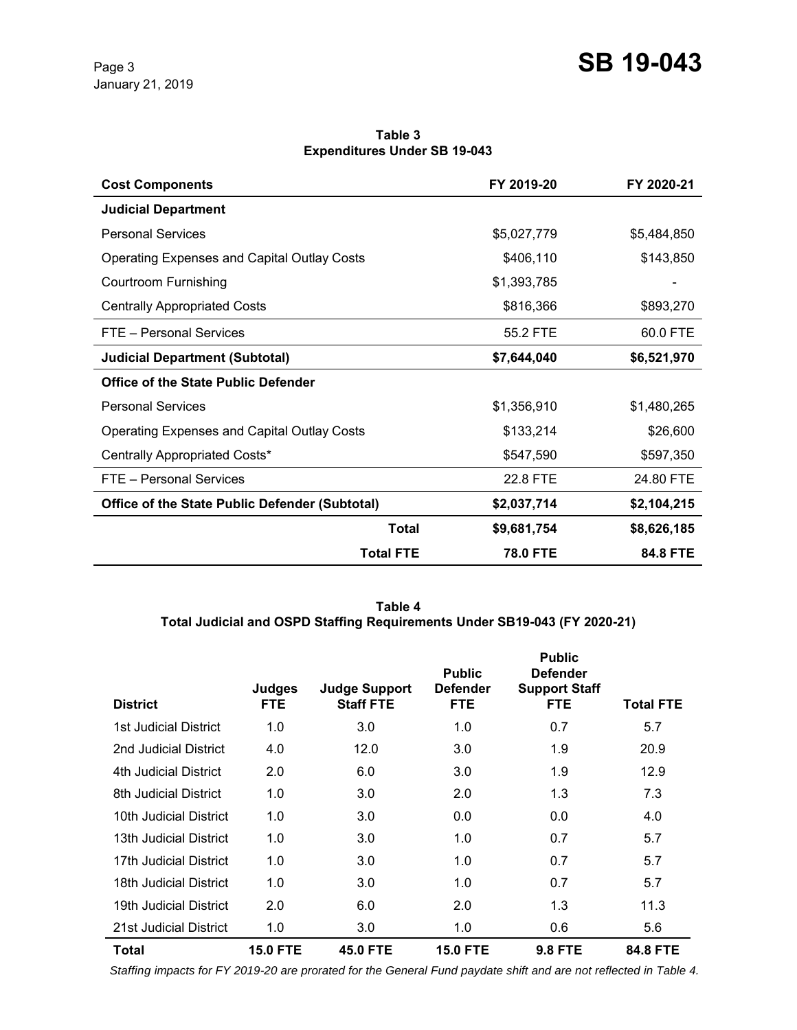**Table 3**
**Expenditures Under SB 19-043**

| Cost Components | FY 2019-20 | FY 2020-21 |
|---|---|---|
| **Judicial Department** | | |
| Personal Services | $5,027,779 | $5,484,850 |
| Operating Expenses and Capital Outlay Costs | $406,110 | $143,850 |
| Courtroom Furnishing | $1,393,785 | - |
| Centrally Appropriated Costs | $816,366 | $893,270 |
| FTE – Personal Services | 55.2 FTE | 60.0 FTE |
| **Judicial Department (Subtotal)** | **$7,644,040** | **$6,521,970** |
| **Office of the State Public Defender** | | |
| Personal Services | $1,356,910 | $1,480,265 |
| Operating Expenses and Capital Outlay Costs | $133,214 | $26,600 |
| Centrally Appropriated Costs* | $547,590 | $597,350 |
| FTE – Personal Services | 22.8 FTE | 24.80 FTE |
| **Office of the State Public Defender (Subtotal)** | **$2,037,714** | **$2,104,215** |
| **Total** | **$9,681,754** | **$8,626,185** |
| **Total FTE** | **78.0 FTE** | **84.8 FTE** |

**Table 4**
**Total Judicial and OSPD Staffing Requirements Under SB19-043 (FY 2020-21)**

| District | Judges FTE | Judge Support Staff FTE | Public Defender FTE | Public Defender Support Staff FTE | Total FTE |
|---|---|---|---|---|---|
| 1st Judicial District | 1.0 | 3.0 | 1.0 | 0.7 | 5.7 |
| 2nd Judicial District | 4.0 | 12.0 | 3.0 | 1.9 | 20.9 |
| 4th Judicial District | 2.0 | 6.0 | 3.0 | 1.9 | 12.9 |
| 8th Judicial District | 1.0 | 3.0 | 2.0 | 1.3 | 7.3 |
| 10th Judicial District | 1.0 | 3.0 | 0.0 | 0.0 | 4.0 |
| 13th Judicial District | 1.0 | 3.0 | 1.0 | 0.7 | 5.7 |
| 17th Judicial District | 1.0 | 3.0 | 1.0 | 0.7 | 5.7 |
| 18th Judicial District | 1.0 | 3.0 | 1.0 | 0.7 | 5.7 |
| 19th Judicial District | 2.0 | 6.0 | 2.0 | 1.3 | 11.3 |
| 21st Judicial District | 1.0 | 3.0 | 1.0 | 0.6 | 5.6 |
| **Total** | **15.0 FTE** | **45.0 FTE** | **15.0 FTE** | **9.8 FTE** | **84.8 FTE** |

*Staffing impacts for FY 2019-20 are prorated for the General Fund paydate shift and are not reflected in Table 4.*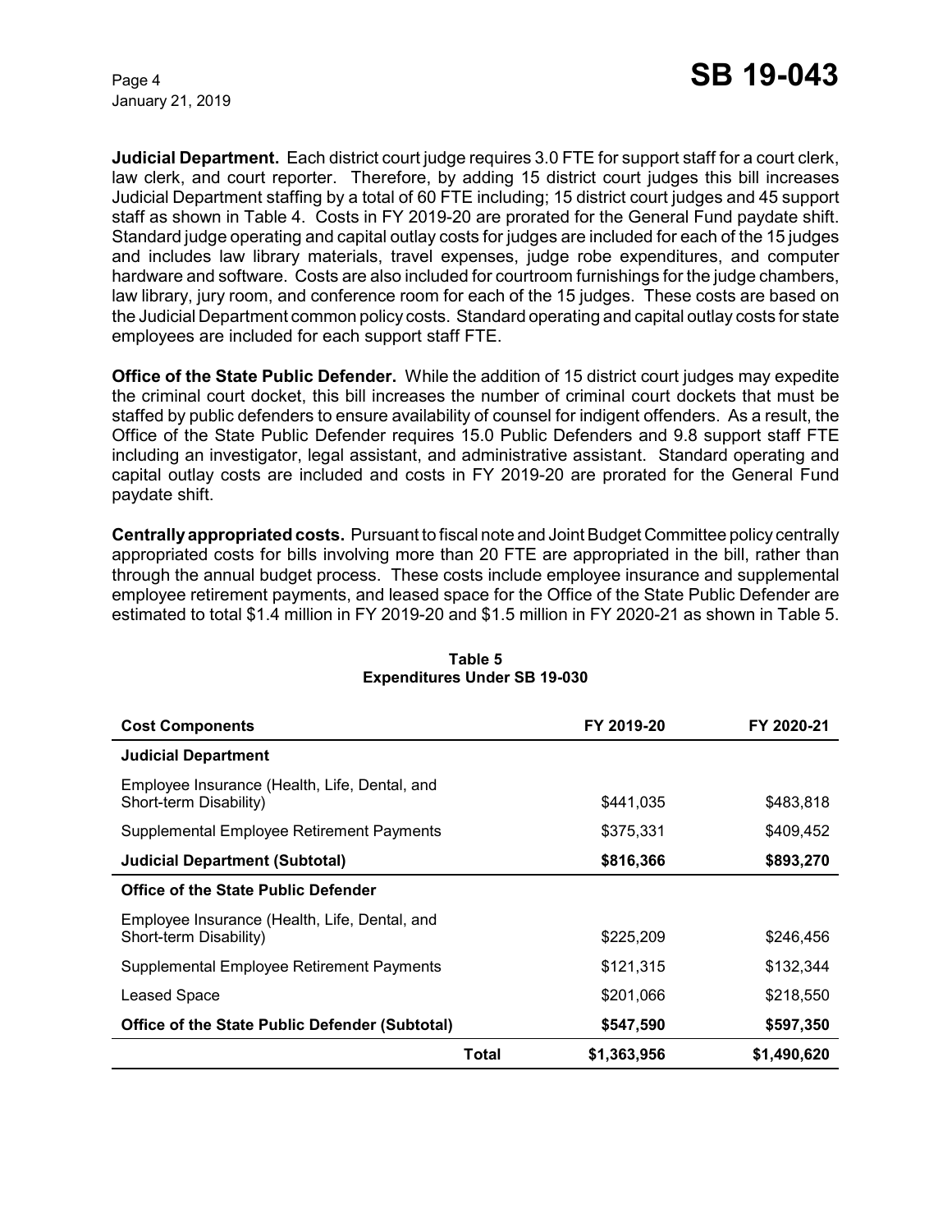**Judicial Department.** Each district court judge requires 3.0 FTE for support staff for a court clerk, law clerk, and court reporter. Therefore, by adding 15 district court judges this bill increases Judicial Department staffing by a total of 60 FTE including; 15 district court judges and 45 support staff as shown in Table 4. Costs in FY 2019-20 are prorated for the General Fund paydate shift. Standard judge operating and capital outlay costs for judges are included for each of the 15 judges and includes law library materials, travel expenses, judge robe expenditures, and computer hardware and software. Costs are also included for courtroom furnishings for the judge chambers, law library, jury room, and conference room for each of the 15 judges. These costs are based on the Judicial Department common policy costs. Standard operating and capital outlay costs for state employees are included for each support staff FTE.

**Office of the State Public Defender.** While the addition of 15 district court judges may expedite the criminal court docket, this bill increases the number of criminal court dockets that must be staffed by public defenders to ensure availability of counsel for indigent offenders. As a result, the Office of the State Public Defender requires 15.0 Public Defenders and 9.8 support staff FTE including an investigator, legal assistant, and administrative assistant. Standard operating and capital outlay costs are included and costs in FY 2019-20 are prorated for the General Fund paydate shift.

**Centrally appropriated costs.** Pursuant to fiscal note and Joint Budget Committee policy centrally appropriated costs for bills involving more than 20 FTE are appropriated in the bill, rather than through the annual budget process. These costs include employee insurance and supplemental employee retirement payments, and leased space for the Office of the State Public Defender are estimated to total $1.4 million in FY 2019-20 and $1.5 million in FY 2020-21 as shown in Table 5.

**Table 5**
**Expenditures Under SB 19-030**

| Cost Components | FY 2019-20 | FY 2020-21 |
|---|---|---|
| **Judicial Department** | | |
| Employee Insurance (Health, Life, Dental, and Short-term Disability) | $441,035 | $483,818 |
| Supplemental Employee Retirement Payments | $375,331 | $409,452 |
| **Judicial Department (Subtotal)** | **$816,366** | **$893,270** |
| **Office of the State Public Defender** | | |
| Employee Insurance (Health, Life, Dental, and Short-term Disability) | $225,209 | $246,456 |
| Supplemental Employee Retirement Payments | $121,315 | $132,344 |
| Leased Space | $201,066 | $218,550 |
| **Office of the State Public Defender (Subtotal)** | **$547,590** | **$597,350** |
| **Total** | **$1,363,956** | **$1,490,620** |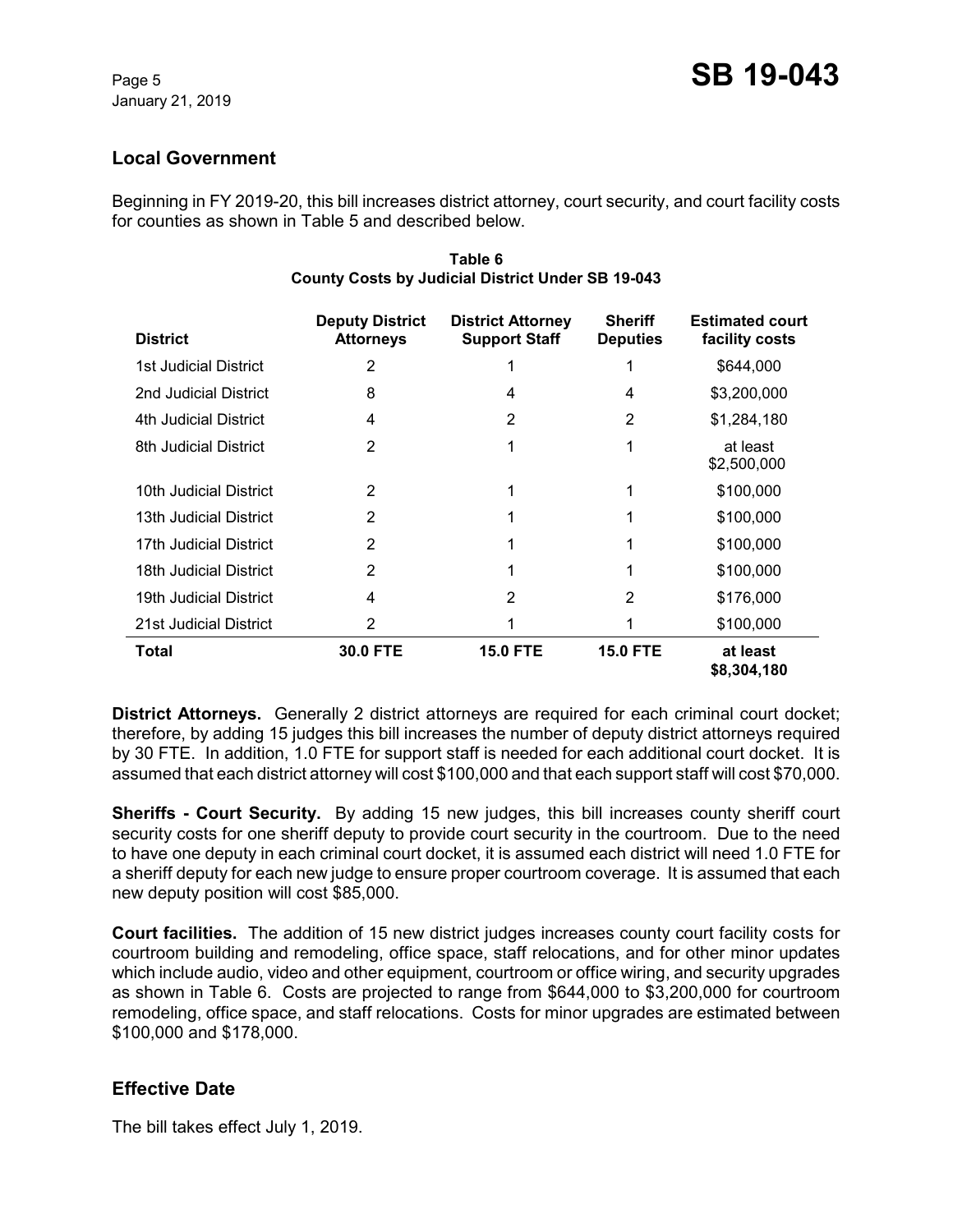## Local Government

Beginning in FY 2019-20, this bill increases district attorney, court security, and court facility costs for counties as shown in Table 5 and described below.

**Table 6**
**County Costs by Judicial District Under SB 19-043**

| District | Deputy District Attorneys | District Attorney Support Staff | Sheriff Deputies | Estimated court facility costs |
|---|---|---|---|---|
| 1st Judicial District | 2 | 1 | 1 | $644,000 |
| 2nd Judicial District | 8 | 4 | 4 | $3,200,000 |
| 4th Judicial District | 4 | 2 | 2 | $1,284,180 |
| 8th Judicial District | 2 | 1 | 1 | at least $2,500,000 |
| 10th Judicial District | 2 | 1 | 1 | $100,000 |
| 13th Judicial District | 2 | 1 | 1 | $100,000 |
| 17th Judicial District | 2 | 1 | 1 | $100,000 |
| 18th Judicial District | 2 | 1 | 1 | $100,000 |
| 19th Judicial District | 4 | 2 | 2 | $176,000 |
| 21st Judicial District | 2 | 1 | 1 | $100,000 |
| **Total** | **30.0 FTE** | **15.0 FTE** | **15.0 FTE** | **at least $8,304,180** |

**District Attorneys.** Generally 2 district attorneys are required for each criminal court docket; therefore, by adding 15 judges this bill increases the number of deputy district attorneys required by 30 FTE. In addition, 1.0 FTE for support staff is needed for each additional court docket. It is assumed that each district attorney will cost $100,000 and that each support staff will cost $70,000.

**Sheriffs - Court Security.** By adding 15 new judges, this bill increases county sheriff court security costs for one sheriff deputy to provide court security in the courtroom. Due to the need to have one deputy in each criminal court docket, it is assumed each district will need 1.0 FTE for a sheriff deputy for each new judge to ensure proper courtroom coverage. It is assumed that each new deputy position will cost $85,000.

**Court facilities.** The addition of 15 new district judges increases county court facility costs for courtroom building and remodeling, office space, staff relocations, and for other minor updates which include audio, video and other equipment, courtroom or office wiring, and security upgrades as shown in Table 6. Costs are projected to range from $644,000 to $3,200,000 for courtroom remodeling, office space, and staff relocations. Costs for minor upgrades are estimated between $100,000 and $178,000.

## Effective Date

The bill takes effect July 1, 2019.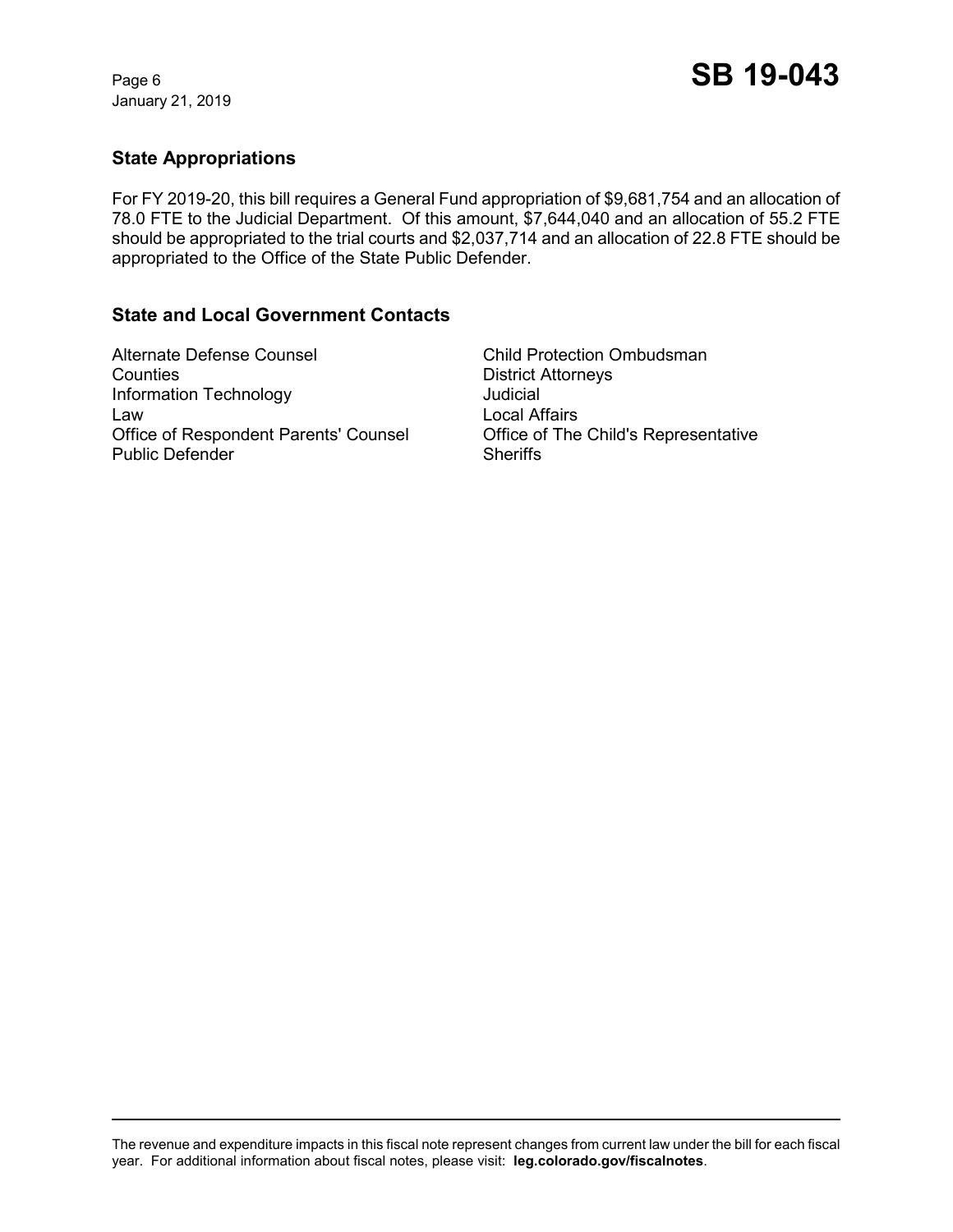## State Appropriations

For FY 2019-20, this bill requires a General Fund appropriation of $9,681,754 and an allocation of 78.0 FTE to the Judicial Department. Of this amount, $7,644,040 and an allocation of 55.2 FTE should be appropriated to the trial courts and $2,037,714 and an allocation of 22.8 FTE should be appropriated to the Office of the State Public Defender.

## State and Local Government Contacts

| | |
|---|---|
| Alternate Defense Counsel | Child Protection Ombudsman |
| Counties | District Attorneys |
| Information Technology | Judicial |
| Law | Local Affairs |
| Office of Respondent Parents' Counsel | Office of The Child's Representative |
| Public Defender | Sheriffs |

The revenue and expenditure impacts in this fiscal note represent changes from current law under the bill for each fiscal year. For additional information about fiscal notes, please visit: **leg.colorado.gov/fiscalnotes**.